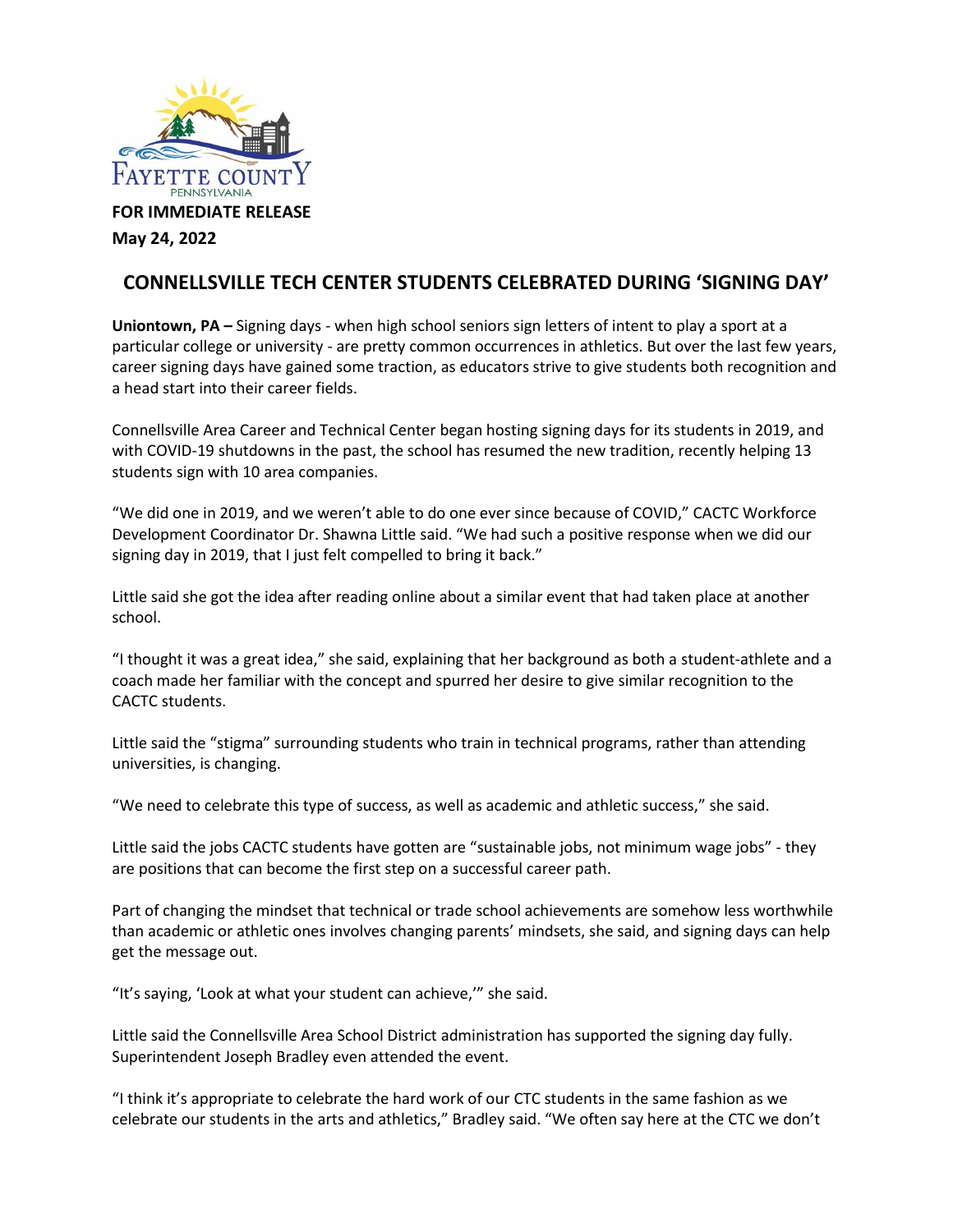**FOR IMMEDIATE RELEASE**
**May 24, 2022**

# CONNELLSVILLE TECH CENTER STUDENTS CELEBRATED DURING 'SIGNING DAY'

**Uniontown, PA –** Signing days - when high school seniors sign letters of intent to play a sport at a particular college or university - are pretty common occurrences in athletics. But over the last few years, career signing days have gained some traction, as educators strive to give students both recognition and a head start into their career fields.

Connellsville Area Career and Technical Center began hosting signing days for its students in 2019, and with COVID-19 shutdowns in the past, the school has resumed the new tradition, recently helping 13 students sign with 10 area companies.

"We did one in 2019, and we weren't able to do one ever since because of COVID," CACTC Workforce Development Coordinator Dr. Shawna Little said. "We had such a positive response when we did our signing day in 2019, that I just felt compelled to bring it back."

Little said she got the idea after reading online about a similar event that had taken place at another school.

"I thought it was a great idea," she said, explaining that her background as both a student-athlete and a coach made her familiar with the concept and spurred her desire to give similar recognition to the CACTC students.

Little said the "stigma" surrounding students who train in technical programs, rather than attending universities, is changing.

"We need to celebrate this type of success, as well as academic and athletic success," she said.

Little said the jobs CACTC students have gotten are "sustainable jobs, not minimum wage jobs" - they are positions that can become the first step on a successful career path.

Part of changing the mindset that technical or trade school achievements are somehow less worthwhile than academic or athletic ones involves changing parents' mindsets, she said, and signing days can help get the message out.

"It's saying, 'Look at what your student can achieve,'" she said.

Little said the Connellsville Area School District administration has supported the signing day fully. Superintendent Joseph Bradley even attended the event.

"I think it's appropriate to celebrate the hard work of our CTC students in the same fashion as we celebrate our students in the arts and athletics," Bradley said. "We often say here at the CTC we don't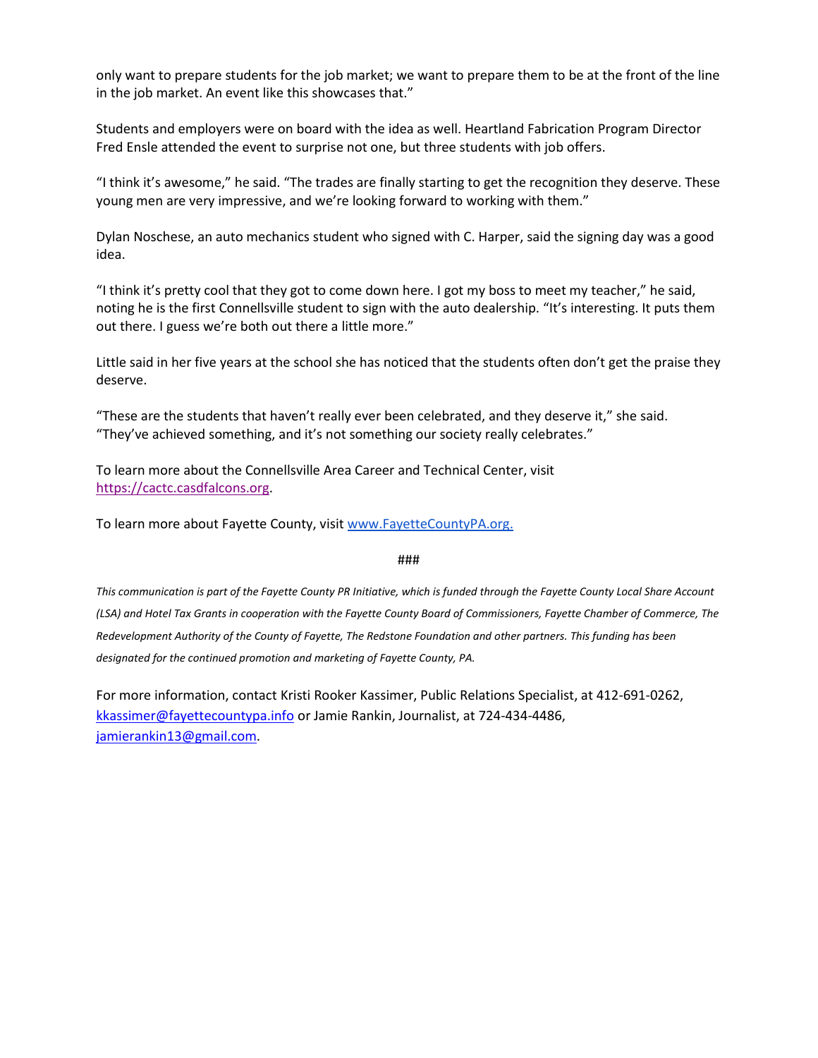only want to prepare students for the job market; we want to prepare them to be at the front of the line in the job market. An event like this showcases that."

Students and employers were on board with the idea as well. Heartland Fabrication Program Director Fred Ensle attended the event to surprise not one, but three students with job offers.

"I think it's awesome," he said. "The trades are finally starting to get the recognition they deserve. These young men are very impressive, and we're looking forward to working with them."

Dylan Noschese, an auto mechanics student who signed with C. Harper, said the signing day was a good idea.

"I think it's pretty cool that they got to come down here. I got my boss to meet my teacher," he said, noting he is the first Connellsville student to sign with the auto dealership. "It's interesting. It puts them out there. I guess we're both out there a little more."

Little said in her five years at the school she has noticed that the students often don't get the praise they deserve.

"These are the students that haven't really ever been celebrated, and they deserve it," she said. "They've achieved something, and it's not something our society really celebrates."

To learn more about the Connellsville Area Career and Technical Center, visit https://cactc.casdfalcons.org.

To learn more about Fayette County, visit www.FayetteCountyPA.org.

###

*This communication is part of the Fayette County PR Initiative, which is funded through the Fayette County Local Share Account (LSA) and Hotel Tax Grants in cooperation with the Fayette County Board of Commissioners, Fayette Chamber of Commerce, The Redevelopment Authority of the County of Fayette, The Redstone Foundation and other partners. This funding has been designated for the continued promotion and marketing of Fayette County, PA.*

For more information, contact Kristi Rooker Kassimer, Public Relations Specialist, at 412-691-0262, kkassimer@fayettecountypa.info or Jamie Rankin, Journalist, at 724-434-4486, jamierankin13@gmail.com.